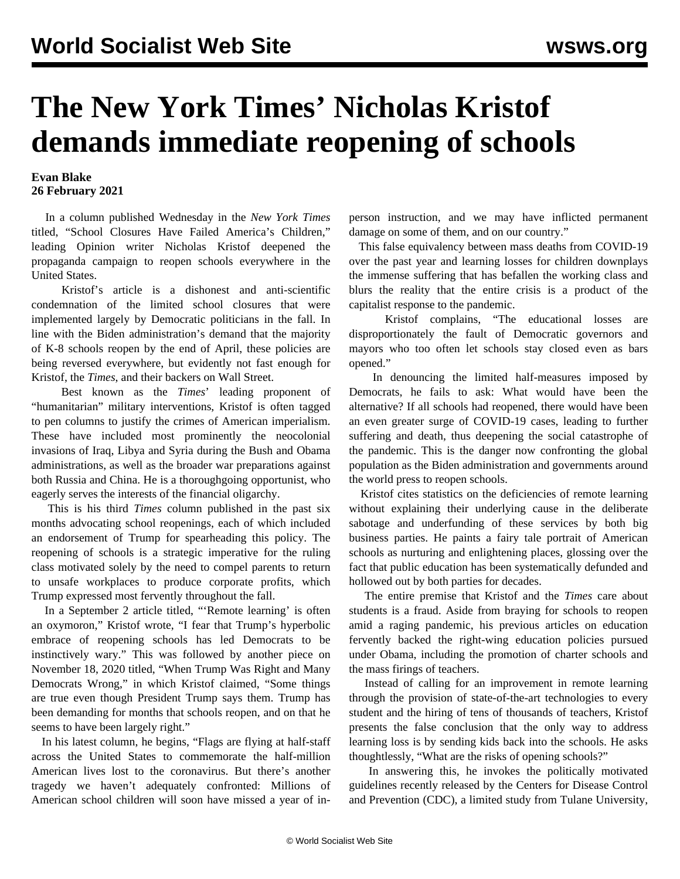# The New York Times' Nicholas Kristof demands immediate reopening of schools

**Evan Blake**
**26 February 2021**

In a column published Wednesday in the *New York Times* titled, "School Closures Have Failed America's Children," leading Opinion writer Nicholas Kristof deepened the propaganda campaign to reopen schools everywhere in the United States.

Kristof's article is a dishonest and anti-scientific condemnation of the limited school closures that were implemented largely by Democratic politicians in the fall. In line with the Biden administration's demand that the majority of K-8 schools reopen by the end of April, these policies are being reversed everywhere, but evidently not fast enough for Kristof, the *Times*, and their backers on Wall Street.

Best known as the *Times*' leading proponent of "humanitarian" military interventions, Kristof is often tagged to pen columns to justify the crimes of American imperialism. These have included most prominently the neocolonial invasions of Iraq, Libya and Syria during the Bush and Obama administrations, as well as the broader war preparations against both Russia and China. He is a thoroughgoing opportunist, who eagerly serves the interests of the financial oligarchy.

This is his third *Times* column published in the past six months advocating school reopenings, each of which included an endorsement of Trump for spearheading this policy. The reopening of schools is a strategic imperative for the ruling class motivated solely by the need to compel parents to return to unsafe workplaces to produce corporate profits, which Trump expressed most fervently throughout the fall.

In a September 2 article titled, "'Remote learning' is often an oxymoron," Kristof wrote, "I fear that Trump's hyperbolic embrace of reopening schools has led Democrats to be instinctively wary." This was followed by another piece on November 18, 2020 titled, "When Trump Was Right and Many Democrats Wrong," in which Kristof claimed, "Some things are true even though President Trump says them. Trump has been demanding for months that schools reopen, and on that he seems to have been largely right."

In his latest column, he begins, "Flags are flying at half-staff across the United States to commemorate the half-million American lives lost to the coronavirus. But there's another tragedy we haven't adequately confronted: Millions of American school children will soon have missed a year of in-person instruction, and we may have inflicted permanent damage on some of them, and on our country."

This false equivalency between mass deaths from COVID-19 over the past year and learning losses for children downplays the immense suffering that has befallen the working class and blurs the reality that the entire crisis is a product of the capitalist response to the pandemic.

Kristof complains, "The educational losses are disproportionately the fault of Democratic governors and mayors who too often let schools stay closed even as bars opened."

In denouncing the limited half-measures imposed by Democrats, he fails to ask: What would have been the alternative? If all schools had reopened, there would have been an even greater surge of COVID-19 cases, leading to further suffering and death, thus deepening the social catastrophe of the pandemic. This is the danger now confronting the global population as the Biden administration and governments around the world press to reopen schools.

Kristof cites statistics on the deficiencies of remote learning without explaining their underlying cause in the deliberate sabotage and underfunding of these services by both big business parties. He paints a fairy tale portrait of American schools as nurturing and enlightening places, glossing over the fact that public education has been systematically defunded and hollowed out by both parties for decades.

The entire premise that Kristof and the *Times* care about students is a fraud. Aside from braying for schools to reopen amid a raging pandemic, his previous articles on education fervently backed the right-wing education policies pursued under Obama, including the promotion of charter schools and the mass firings of teachers.

Instead of calling for an improvement in remote learning through the provision of state-of-the-art technologies to every student and the hiring of tens of thousands of teachers, Kristof presents the false conclusion that the only way to address learning loss is by sending kids back into the schools. He asks thoughtlessly, "What are the risks of opening schools?"

In answering this, he invokes the politically motivated guidelines recently released by the Centers for Disease Control and Prevention (CDC), a limited study from Tulane University,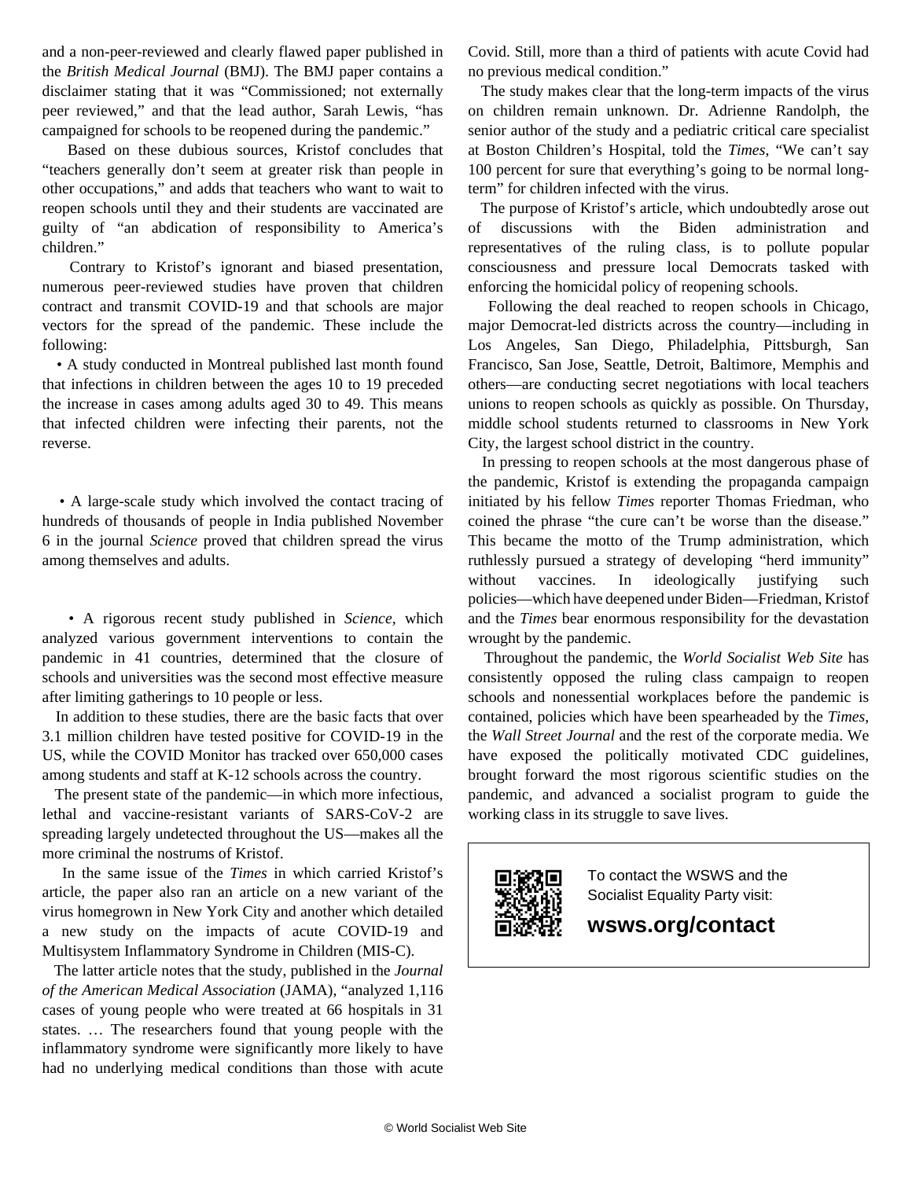and a non-peer-reviewed and clearly flawed paper published in the *British Medical Journal* (BMJ). The BMJ paper contains a disclaimer stating that it was "Commissioned; not externally peer reviewed," and that the lead author, Sarah Lewis, "has campaigned for schools to be reopened during the pandemic."

Based on these dubious sources, Kristof concludes that "teachers generally don't seem at greater risk than people in other occupations," and adds that teachers who want to wait to reopen schools until they and their students are vaccinated are guilty of "an abdication of responsibility to America's children."

Contrary to Kristof's ignorant and biased presentation, numerous peer-reviewed studies have proven that children contract and transmit COVID-19 and that schools are major vectors for the spread of the pandemic. These include the following:

• A study conducted in Montreal published last month found that infections in children between the ages 10 to 19 preceded the increase in cases among adults aged 30 to 49. This means that infected children were infecting their parents, not the reverse.

• A large-scale study which involved the contact tracing of hundreds of thousands of people in India published November 6 in the journal *Science* proved that children spread the virus among themselves and adults.

• A rigorous recent study published in *Science*, which analyzed various government interventions to contain the pandemic in 41 countries, determined that the closure of schools and universities was the second most effective measure after limiting gatherings to 10 people or less.

In addition to these studies, there are the basic facts that over 3.1 million children have tested positive for COVID-19 in the US, while the COVID Monitor has tracked over 650,000 cases among students and staff at K-12 schools across the country.

The present state of the pandemic—in which more infectious, lethal and vaccine-resistant variants of SARS-CoV-2 are spreading largely undetected throughout the US—makes all the more criminal the nostrums of Kristof.

In the same issue of the *Times* in which carried Kristof's article, the paper also ran an article on a new variant of the virus homegrown in New York City and another which detailed a new study on the impacts of acute COVID-19 and Multisystem Inflammatory Syndrome in Children (MIS-C).

The latter article notes that the study, published in the *Journal of the American Medical Association* (JAMA), "analyzed 1,116 cases of young people who were treated at 66 hospitals in 31 states. … The researchers found that young people with the inflammatory syndrome were significantly more likely to have had no underlying medical conditions than those with acute Covid. Still, more than a third of patients with acute Covid had no previous medical condition."

The study makes clear that the long-term impacts of the virus on children remain unknown. Dr. Adrienne Randolph, the senior author of the study and a pediatric critical care specialist at Boston Children's Hospital, told the *Times*, "We can't say 100 percent for sure that everything's going to be normal long-term" for children infected with the virus.

The purpose of Kristof's article, which undoubtedly arose out of discussions with the Biden administration and representatives of the ruling class, is to pollute popular consciousness and pressure local Democrats tasked with enforcing the homicidal policy of reopening schools.

Following the deal reached to reopen schools in Chicago, major Democrat-led districts across the country—including in Los Angeles, San Diego, Philadelphia, Pittsburgh, San Francisco, San Jose, Seattle, Detroit, Baltimore, Memphis and others—are conducting secret negotiations with local teachers unions to reopen schools as quickly as possible. On Thursday, middle school students returned to classrooms in New York City, the largest school district in the country.

In pressing to reopen schools at the most dangerous phase of the pandemic, Kristof is extending the propaganda campaign initiated by his fellow *Times* reporter Thomas Friedman, who coined the phrase "the cure can't be worse than the disease." This became the motto of the Trump administration, which ruthlessly pursued a strategy of developing "herd immunity" without vaccines. In ideologically justifying such policies—which have deepened under Biden—Friedman, Kristof and the *Times* bear enormous responsibility for the devastation wrought by the pandemic.

Throughout the pandemic, the *World Socialist Web Site* has consistently opposed the ruling class campaign to reopen schools and nonessential workplaces before the pandemic is contained, policies which have been spearheaded by the *Times*, the *Wall Street Journal* and the rest of the corporate media. We have exposed the politically motivated CDC guidelines, brought forward the most rigorous scientific studies on the pandemic, and advanced a socialist program to guide the working class in its struggle to save lives.

To contact the WSWS and the Socialist Equality Party visit:

**wsws.org/contact**